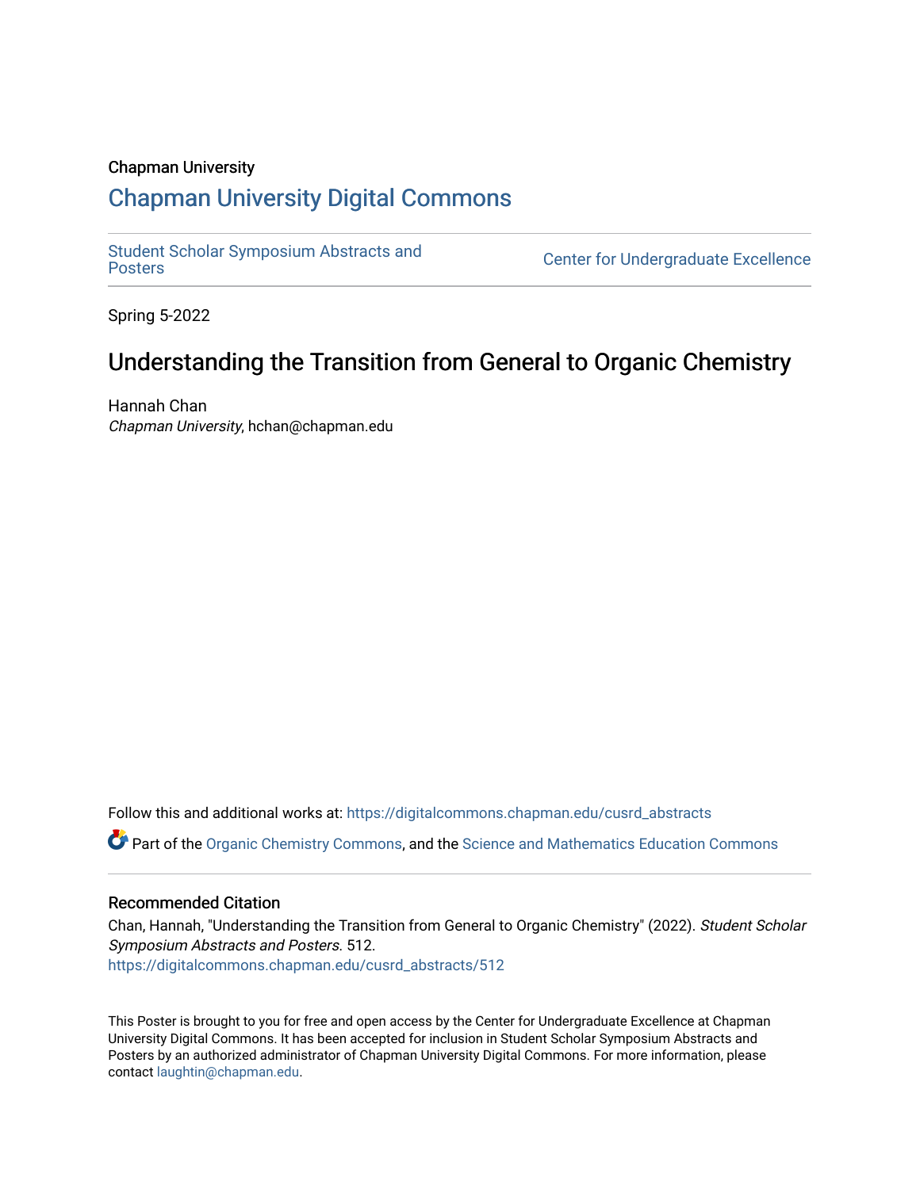Chapman University

# Chapman University Digital Commons

Student Scholar Symposium Abstracts and Posters

Center for Undergraduate Excellence

Spring 5-2022

## Understanding the Transition from General to Organic Chemistry

Hannah Chan
*Chapman University*, hchan@chapman.edu

Follow this and additional works at: https://digitalcommons.chapman.edu/cusrd_abstracts

Part of the Organic Chemistry Commons, and the Science and Mathematics Education Commons

### Recommended Citation

Chan, Hannah, "Understanding the Transition from General to Organic Chemistry" (2022). *Student Scholar Symposium Abstracts and Posters*. 512.
https://digitalcommons.chapman.edu/cusrd_abstracts/512

This Poster is brought to you for free and open access by the Center for Undergraduate Excellence at Chapman University Digital Commons. It has been accepted for inclusion in Student Scholar Symposium Abstracts and Posters by an authorized administrator of Chapman University Digital Commons. For more information, please contact laughtin@chapman.edu.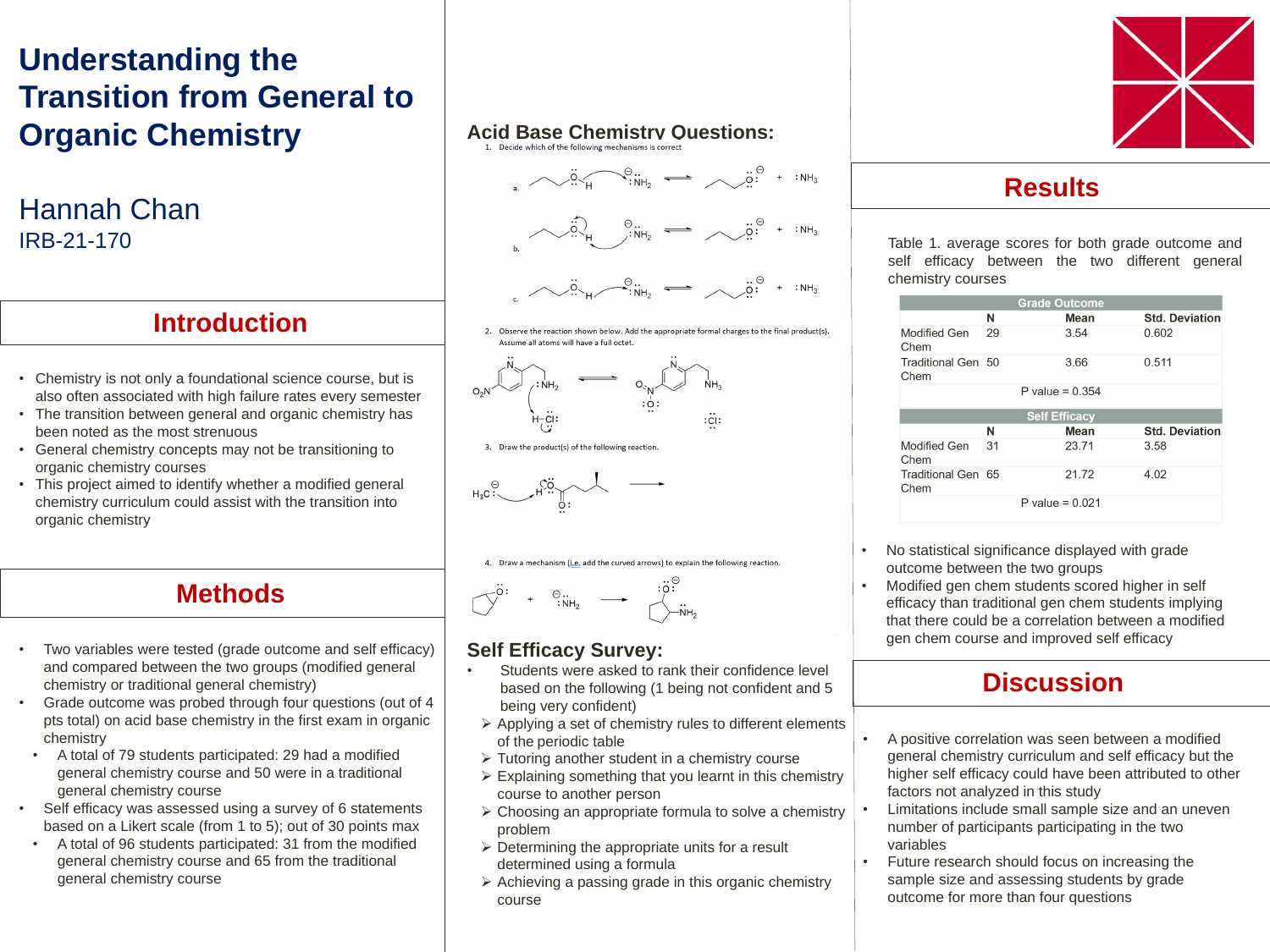# Understanding the Transition from General to Organic Chemistry

## Hannah Chan

IRB-21-170

## Introduction

- Chemistry is not only a foundational science course, but is also often associated with high failure rates every semester
- The transition between general and organic chemistry has been noted as the most strenuous
- General chemistry concepts may not be transitioning to organic chemistry courses
- This project aimed to identify whether a modified general chemistry curriculum could assist with the transition into organic chemistry

## Methods

- Two variables were tested (grade outcome and self efficacy) and compared between the two groups (modified general chemistry or traditional general chemistry)
- Grade outcome was probed through four questions (out of 4 pts total) on acid base chemistry in the first exam in organic chemistry
  - A total of 79 students participated: 29 had a modified general chemistry course and 50 were in a traditional general chemistry course
- Self efficacy was assessed using a survey of 6 statements based on a Likert scale (from 1 to 5); out of 30 points max
  - A total of 96 students participated: 31 from the modified general chemistry course and 65 from the traditional general chemistry course

## Acid Base Chemistry Questions:

1. Decide which of the following mechanisms is correct

a.

b.

c.

2. Observe the reaction shown below. Add the appropriate formal charges to the final product(s). Assume all atoms will have a full octet.

3. Draw the product(s) of the following reaction.

4. Draw a mechanism (i.e. add the curved arrows) to explain the following reaction.

## Self Efficacy Survey:

- Students were asked to rank their confidence level based on the following (1 being not confident and 5 being very confident)
  - Applying a set of chemistry rules to different elements of the periodic table
  - Tutoring another student in a chemistry course
  - Explaining something that you learnt in this chemistry course to another person
  - Choosing an appropriate formula to solve a chemistry problem
  - Determining the appropriate units for a result determined using a formula
  - Achieving a passing grade in this organic chemistry course

## Results

Table 1. average scores for both grade outcome and self efficacy between the two different general chemistry courses

| Grade Outcome | | | |
|---|---|---|---|
| | N | Mean | Std. Deviation |
| Modified Gen Chem | 29 | 3.54 | 0.602 |
| Traditional Gen Chem | 50 | 3.66 | 0.511 |
| | P value = 0.354 | | |
| **Self Efficacy** | | | |
| | N | Mean | Std. Deviation |
| Modified Gen Chem | 31 | 23.71 | 3.58 |
| Traditional Gen Chem | 65 | 21.72 | 4.02 |
| | P value = 0.021 | | |

- No statistical significance displayed with grade outcome between the two groups
- Modified gen chem students scored higher in self efficacy than traditional gen chem students implying that there could be a correlation between a modified gen chem course and improved self efficacy

## Discussion

- A positive correlation was seen between a modified general chemistry curriculum and self efficacy but the higher self efficacy could have been attributed to other factors not analyzed in this study
- Limitations include small sample size and an uneven number of participants participating in the two variables
- Future research should focus on increasing the sample size and assessing students by grade outcome for more than four questions